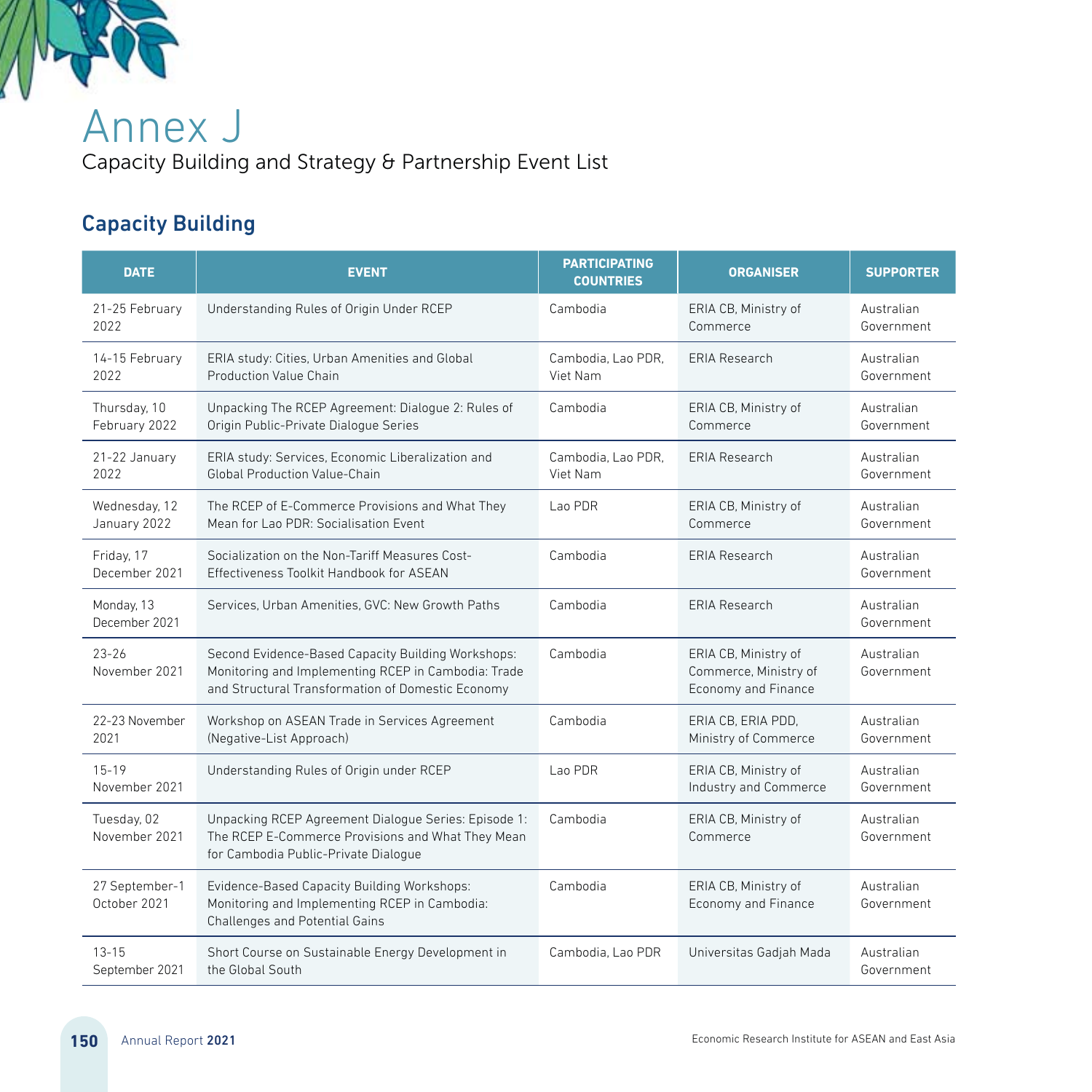# Annex J

Capacity Building and Strategy & Partnership Event List

## Capacity Building

| DATE | EVENT | PARTICIPATING COUNTRIES | ORGANISER | SUPPORTER |
|---|---|---|---|---|
| 21-25 February 2022 | Understanding Rules of Origin Under RCEP | Cambodia | ERIA CB, Ministry of Commerce | Australian Government |
| 14-15 February 2022 | ERIA study: Cities, Urban Amenities and Global Production Value Chain | Cambodia, Lao PDR, Viet Nam | ERIA Research | Australian Government |
| Thursday, 10 February 2022 | Unpacking The RCEP Agreement: Dialogue 2: Rules of Origin Public-Private Dialogue Series | Cambodia | ERIA CB, Ministry of Commerce | Australian Government |
| 21-22 January 2022 | ERIA study: Services, Economic Liberalization and Global Production Value-Chain | Cambodia, Lao PDR, Viet Nam | ERIA Research | Australian Government |
| Wednesday, 12 January 2022 | The RCEP of E-Commerce Provisions and What They Mean for Lao PDR: Socialisation Event | Lao PDR | ERIA CB, Ministry of Commerce | Australian Government |
| Friday, 17 December 2021 | Socialization on the Non-Tariff Measures Cost-Effectiveness Toolkit Handbook for ASEAN | Cambodia | ERIA Research | Australian Government |
| Monday, 13 December 2021 | Services, Urban Amenities, GVC: New Growth Paths | Cambodia | ERIA Research | Australian Government |
| 23-26 November 2021 | Second Evidence-Based Capacity Building Workshops: Monitoring and Implementing RCEP in Cambodia: Trade and Structural Transformation of Domestic Economy | Cambodia | ERIA CB, Ministry of Commerce, Ministry of Economy and Finance | Australian Government |
| 22-23 November 2021 | Workshop on ASEAN Trade in Services Agreement (Negative-List Approach) | Cambodia | ERIA CB, ERIA PDD, Ministry of Commerce | Australian Government |
| 15-19 November 2021 | Understanding Rules of Origin under RCEP | Lao PDR | ERIA CB, Ministry of Industry and Commerce | Australian Government |
| Tuesday, 02 November 2021 | Unpacking RCEP Agreement Dialogue Series: Episode 1: The RCEP E-Commerce Provisions and What They Mean for Cambodia Public-Private Dialogue | Cambodia | ERIA CB, Ministry of Commerce | Australian Government |
| 27 September-1 October 2021 | Evidence-Based Capacity Building Workshops: Monitoring and Implementing RCEP in Cambodia: Challenges and Potential Gains | Cambodia | ERIA CB, Ministry of Economy and Finance | Australian Government |
| 13-15 September 2021 | Short Course on Sustainable Energy Development in the Global South | Cambodia, Lao PDR | Universitas Gadjah Mada | Australian Government |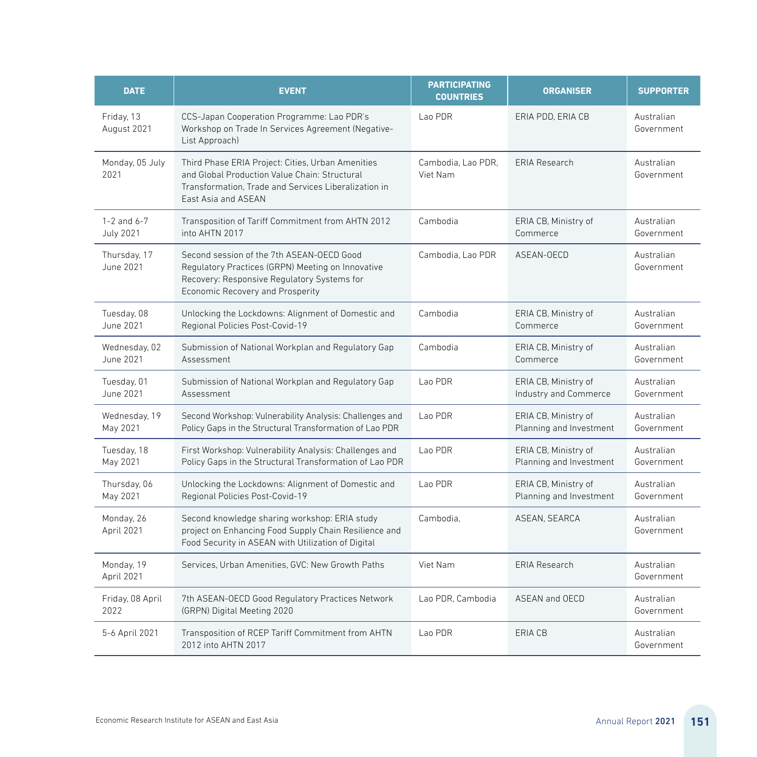| DATE | EVENT | PARTICIPATING COUNTRIES | ORGANISER | SUPPORTER |
|---|---|---|---|---|
| Friday, 13 August 2021 | CCS-Japan Cooperation Programme: Lao PDR's Workshop on Trade In Services Agreement (Negative-List Approach) | Lao PDR | ERIA PDD, ERIA CB | Australian Government |
| Monday, 05 July 2021 | Third Phase ERIA Project: Cities, Urban Amenities and Global Production Value Chain: Structural Transformation, Trade and Services Liberalization in East Asia and ASEAN | Cambodia, Lao PDR, Viet Nam | ERIA Research | Australian Government |
| 1-2 and 6-7 July 2021 | Transposition of Tariff Commitment from AHTN 2012 into AHTN 2017 | Cambodia | ERIA CB, Ministry of Commerce | Australian Government |
| Thursday, 17 June 2021 | Second session of the 7th ASEAN-OECD Good Regulatory Practices (GRPN) Meeting on Innovative Recovery: Responsive Regulatory Systems for Economic Recovery and Prosperity | Cambodia, Lao PDR | ASEAN-OECD | Australian Government |
| Tuesday, 08 June 2021 | Unlocking the Lockdowns: Alignment of Domestic and Regional Policies Post-Covid-19 | Cambodia | ERIA CB, Ministry of Commerce | Australian Government |
| Wednesday, 02 June 2021 | Submission of National Workplan and Regulatory Gap Assessment | Cambodia | ERIA CB, Ministry of Commerce | Australian Government |
| Tuesday, 01 June 2021 | Submission of National Workplan and Regulatory Gap Assessment | Lao PDR | ERIA CB, Ministry of Industry and Commerce | Australian Government |
| Wednesday, 19 May 2021 | Second Workshop: Vulnerability Analysis: Challenges and Policy Gaps in the Structural Transformation of Lao PDR | Lao PDR | ERIA CB, Ministry of Planning and Investment | Australian Government |
| Tuesday, 18 May 2021 | First Workshop: Vulnerability Analysis: Challenges and Policy Gaps in the Structural Transformation of Lao PDR | Lao PDR | ERIA CB, Ministry of Planning and Investment | Australian Government |
| Thursday, 06 May 2021 | Unlocking the Lockdowns: Alignment of Domestic and Regional Policies Post-Covid-19 | Lao PDR | ERIA CB, Ministry of Planning and Investment | Australian Government |
| Monday, 26 April 2021 | Second knowledge sharing workshop: ERIA study project on Enhancing Food Supply Chain Resilience and Food Security in ASEAN with Utilization of Digital | Cambodia, | ASEAN, SEARCA | Australian Government |
| Monday, 19 April 2021 | Services, Urban Amenities, GVC: New Growth Paths | Viet Nam | ERIA Research | Australian Government |
| Friday, 08 April 2022 | 7th ASEAN-OECD Good Regulatory Practices Network (GRPN) Digital Meeting 2020 | Lao PDR, Cambodia | ASEAN and OECD | Australian Government |
| 5-6 April 2021 | Transposition of RCEP Tariff Commitment from AHTN 2012 into AHTN 2017 | Lao PDR | ERIA CB | Australian Government |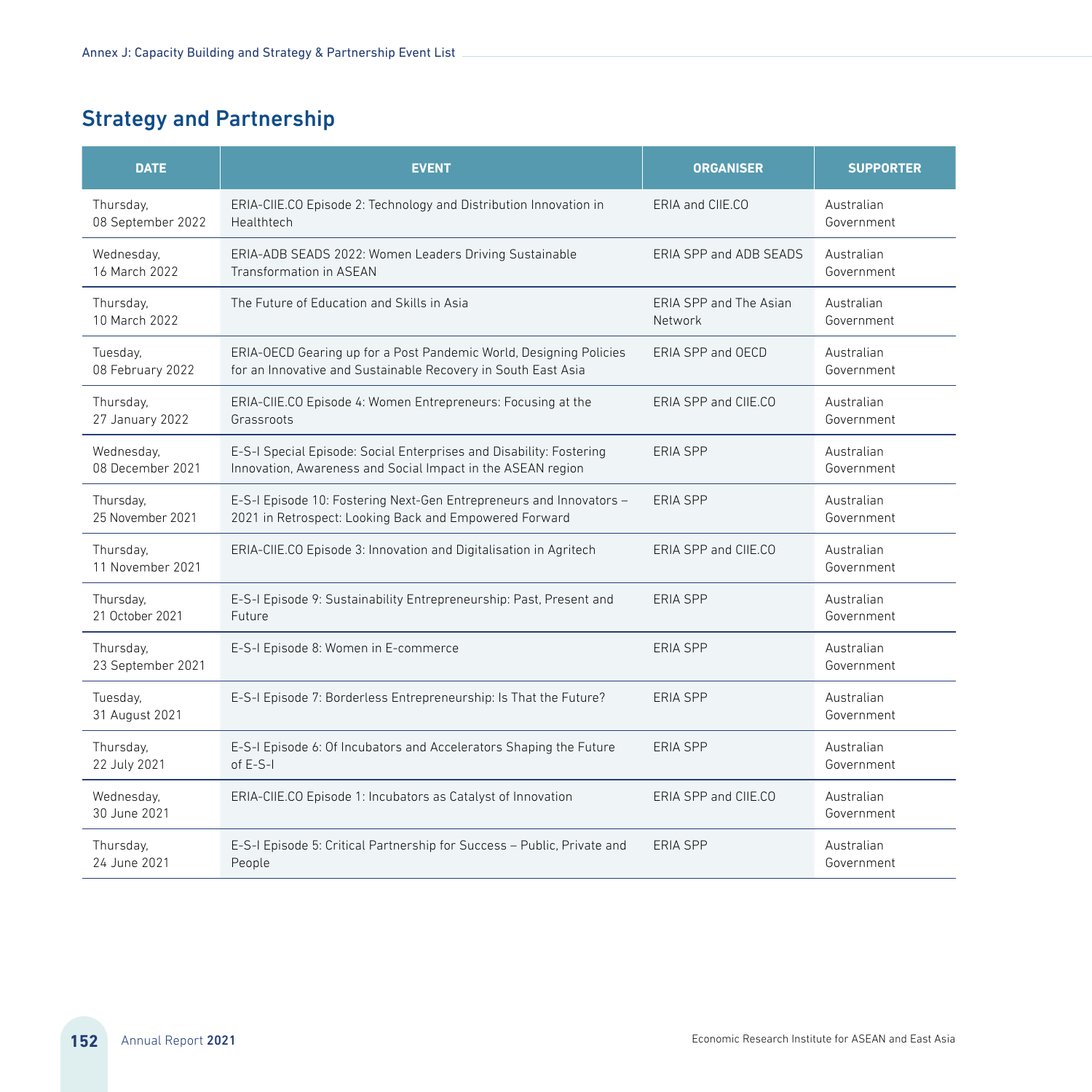## Strategy and Partnership

| DATE | EVENT | ORGANISER | SUPPORTER |
|---|---|---|---|
| Thursday, 08 September 2022 | ERIA-CIIE.CO Episode 2: Technology and Distribution Innovation in Healthtech | ERIA and CIIE.CO | Australian Government |
| Wednesday, 16 March 2022 | ERIA-ADB SEADS 2022: Women Leaders Driving Sustainable Transformation in ASEAN | ERIA SPP and ADB SEADS | Australian Government |
| Thursday, 10 March 2022 | The Future of Education and Skills in Asia | ERIA SPP and The Asian Network | Australian Government |
| Tuesday, 08 February 2022 | ERIA-OECD Gearing up for a Post Pandemic World, Designing Policies for an Innovative and Sustainable Recovery in South East Asia | ERIA SPP and OECD | Australian Government |
| Thursday, 27 January 2022 | ERIA-CIIE.CO Episode 4: Women Entrepreneurs: Focusing at the Grassroots | ERIA SPP and CIIE.CO | Australian Government |
| Wednesday, 08 December 2021 | E-S-I Special Episode: Social Enterprises and Disability: Fostering Innovation, Awareness and Social Impact in the ASEAN region | ERIA SPP | Australian Government |
| Thursday, 25 November 2021 | E-S-I Episode 10: Fostering Next-Gen Entrepreneurs and Innovators – 2021 in Retrospect: Looking Back and Empowered Forward | ERIA SPP | Australian Government |
| Thursday, 11 November 2021 | ERIA-CIIE.CO Episode 3: Innovation and Digitalisation in Agritech | ERIA SPP and CIIE.CO | Australian Government |
| Thursday, 21 October 2021 | E-S-I Episode 9: Sustainability Entrepreneurship: Past, Present and Future | ERIA SPP | Australian Government |
| Thursday, 23 September 2021 | E-S-I Episode 8: Women in E-commerce | ERIA SPP | Australian Government |
| Tuesday, 31 August 2021 | E-S-I Episode 7: Borderless Entrepreneurship: Is That the Future? | ERIA SPP | Australian Government |
| Thursday, 22 July 2021 | E-S-I Episode 6: Of Incubators and Accelerators Shaping the Future of E-S-I | ERIA SPP | Australian Government |
| Wednesday, 30 June 2021 | ERIA-CIIE.CO Episode 1: Incubators as Catalyst of Innovation | ERIA SPP and CIIE.CO | Australian Government |
| Thursday, 24 June 2021 | E-S-I Episode 5: Critical Partnership for Success – Public, Private and People | ERIA SPP | Australian Government |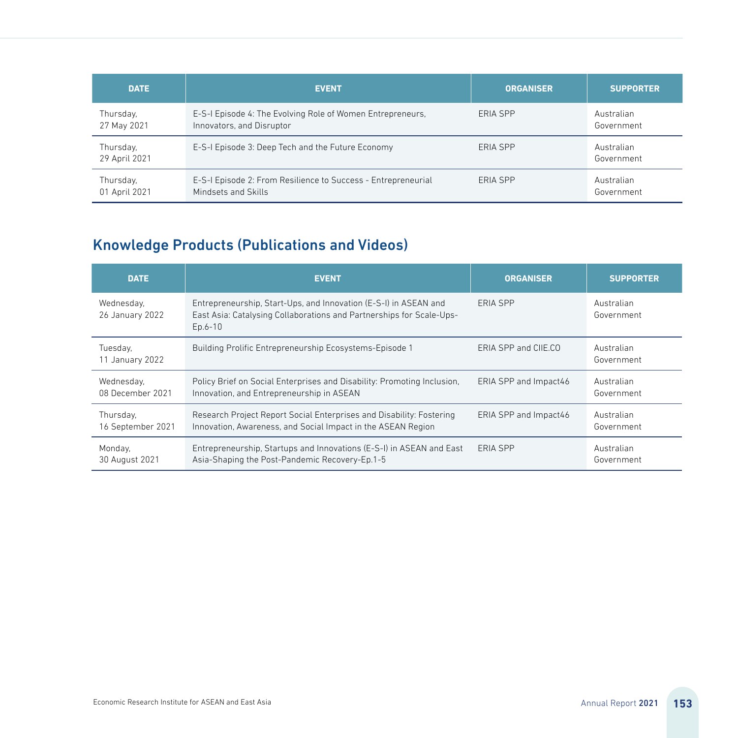| DATE | EVENT | ORGANISER | SUPPORTER |
|---|---|---|---|
| Thursday, 27 May 2021 | E-S-I Episode 4: The Evolving Role of Women Entrepreneurs, Innovators, and Disruptor | ERIA SPP | Australian Government |
| Thursday, 29 April 2021 | E-S-I Episode 3: Deep Tech and the Future Economy | ERIA SPP | Australian Government |
| Thursday, 01 April 2021 | E-S-I Episode 2: From Resilience to Success - Entrepreneurial Mindsets and Skills | ERIA SPP | Australian Government |

## Knowledge Products (Publications and Videos)

| DATE | EVENT | ORGANISER | SUPPORTER |
|---|---|---|---|
| Wednesday, 26 January 2022 | Entrepreneurship, Start-Ups, and Innovation (E-S-I) in ASEAN and East Asia: Catalysing Collaborations and Partnerships for Scale-Ups-Ep.6-10 | ERIA SPP | Australian Government |
| Tuesday, 11 January 2022 | Building Prolific Entrepreneurship Ecosystems-Episode 1 | ERIA SPP and CIIE.CO | Australian Government |
| Wednesday, 08 December 2021 | Policy Brief on Social Enterprises and Disability: Promoting Inclusion, Innovation, and Entrepreneurship in ASEAN | ERIA SPP and Impact46 | Australian Government |
| Thursday, 16 September 2021 | Research Project Report Social Enterprises and Disability: Fostering Innovation, Awareness, and Social Impact in the ASEAN Region | ERIA SPP and Impact46 | Australian Government |
| Monday, 30 August 2021 | Entrepreneurship, Startups and Innovations (E-S-I) in ASEAN and East Asia-Shaping the Post-Pandemic Recovery-Ep.1-5 | ERIA SPP | Australian Government |